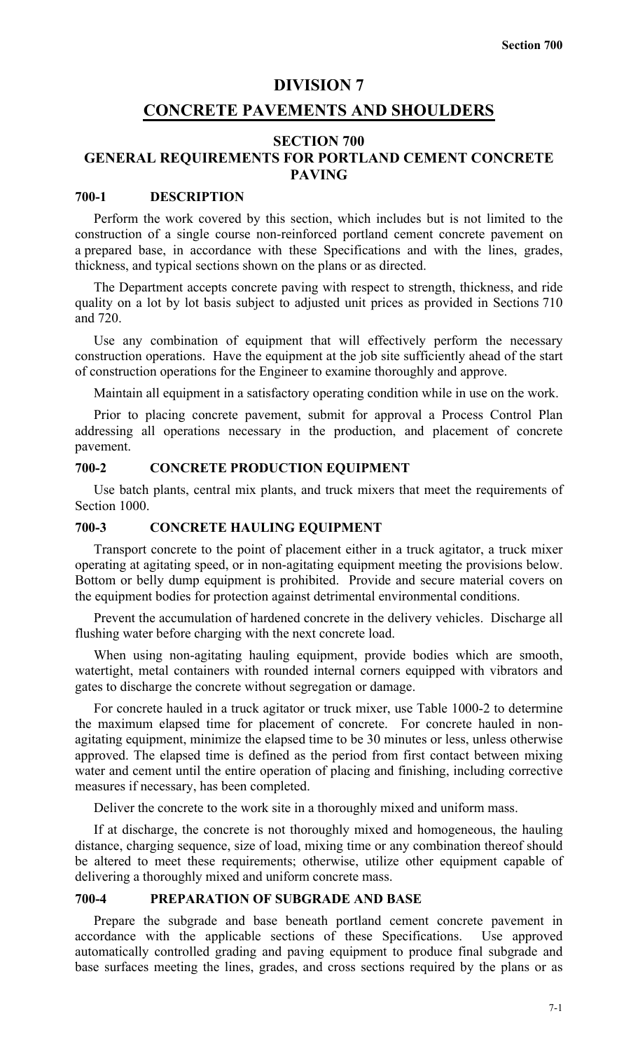# DIVISION 7

# CONCRETE PAVEMENTS AND SHOULDERS

## SECTION 700
## GENERAL REQUIREMENTS FOR PORTLAND CEMENT CONCRETE PAVING

### 700-1 DESCRIPTION

Perform the work covered by this section, which includes but is not limited to the construction of a single course non-reinforced portland cement concrete pavement on a prepared base, in accordance with these Specifications and with the lines, grades, thickness, and typical sections shown on the plans or as directed.

The Department accepts concrete paving with respect to strength, thickness, and ride quality on a lot by lot basis subject to adjusted unit prices as provided in Sections 710 and 720.

Use any combination of equipment that will effectively perform the necessary construction operations. Have the equipment at the job site sufficiently ahead of the start of construction operations for the Engineer to examine thoroughly and approve.

Maintain all equipment in a satisfactory operating condition while in use on the work.

Prior to placing concrete pavement, submit for approval a Process Control Plan addressing all operations necessary in the production, and placement of concrete pavement.

### 700-2 CONCRETE PRODUCTION EQUIPMENT

Use batch plants, central mix plants, and truck mixers that meet the requirements of Section 1000.

### 700-3 CONCRETE HAULING EQUIPMENT

Transport concrete to the point of placement either in a truck agitator, a truck mixer operating at agitating speed, or in non-agitating equipment meeting the provisions below. Bottom or belly dump equipment is prohibited. Provide and secure material covers on the equipment bodies for protection against detrimental environmental conditions.

Prevent the accumulation of hardened concrete in the delivery vehicles. Discharge all flushing water before charging with the next concrete load.

When using non-agitating hauling equipment, provide bodies which are smooth, watertight, metal containers with rounded internal corners equipped with vibrators and gates to discharge the concrete without segregation or damage.

For concrete hauled in a truck agitator or truck mixer, use Table 1000-2 to determine the maximum elapsed time for placement of concrete. For concrete hauled in non-agitating equipment, minimize the elapsed time to be 30 minutes or less, unless otherwise approved. The elapsed time is defined as the period from first contact between mixing water and cement until the entire operation of placing and finishing, including corrective measures if necessary, has been completed.

Deliver the concrete to the work site in a thoroughly mixed and uniform mass.

If at discharge, the concrete is not thoroughly mixed and homogeneous, the hauling distance, charging sequence, size of load, mixing time or any combination thereof should be altered to meet these requirements; otherwise, utilize other equipment capable of delivering a thoroughly mixed and uniform concrete mass.

### 700-4 PREPARATION OF SUBGRADE AND BASE

Prepare the subgrade and base beneath portland cement concrete pavement in accordance with the applicable sections of these Specifications. Use approved automatically controlled grading and paving equipment to produce final subgrade and base surfaces meeting the lines, grades, and cross sections required by the plans or as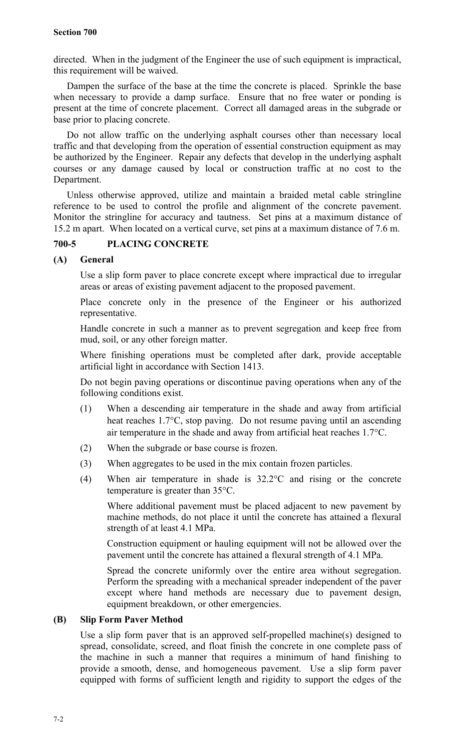directed. When in the judgment of the Engineer the use of such equipment is impractical, this requirement will be waived.

Dampen the surface of the base at the time the concrete is placed. Sprinkle the base when necessary to provide a damp surface. Ensure that no free water or ponding is present at the time of concrete placement. Correct all damaged areas in the subgrade or base prior to placing concrete.

Do not allow traffic on the underlying asphalt courses other than necessary local traffic and that developing from the operation of essential construction equipment as may be authorized by the Engineer. Repair any defects that develop in the underlying asphalt courses or any damage caused by local or construction traffic at no cost to the Department.

Unless otherwise approved, utilize and maintain a braided metal cable stringline reference to be used to control the profile and alignment of the concrete pavement. Monitor the stringline for accuracy and tautness. Set pins at a maximum distance of 15.2 m apart. When located on a vertical curve, set pins at a maximum distance of 7.6 m.

## 700-5 PLACING CONCRETE

### (A) General

Use a slip form paver to place concrete except where impractical due to irregular areas or areas of existing pavement adjacent to the proposed pavement.

Place concrete only in the presence of the Engineer or his authorized representative.

Handle concrete in such a manner as to prevent segregation and keep free from mud, soil, or any other foreign matter.

Where finishing operations must be completed after dark, provide acceptable artificial light in accordance with Section 1413.

Do not begin paving operations or discontinue paving operations when any of the following conditions exist.

(1) When a descending air temperature in the shade and away from artificial heat reaches 1.7°C, stop paving. Do not resume paving until an ascending air temperature in the shade and away from artificial heat reaches 1.7°C.

(2) When the subgrade or base course is frozen.

(3) When aggregates to be used in the mix contain frozen particles.

(4) When air temperature in shade is 32.2°C and rising or the concrete temperature is greater than 35°C.

Where additional pavement must be placed adjacent to new pavement by machine methods, do not place it until the concrete has attained a flexural strength of at least 4.1 MPa.

Construction equipment or hauling equipment will not be allowed over the pavement until the concrete has attained a flexural strength of 4.1 MPa.

Spread the concrete uniformly over the entire area without segregation. Perform the spreading with a mechanical spreader independent of the paver except where hand methods are necessary due to pavement design, equipment breakdown, or other emergencies.

### (B) Slip Form Paver Method

Use a slip form paver that is an approved self-propelled machine(s) designed to spread, consolidate, screed, and float finish the concrete in one complete pass of the machine in such a manner that requires a minimum of hand finishing to provide a smooth, dense, and homogeneous pavement. Use a slip form paver equipped with forms of sufficient length and rigidity to support the edges of the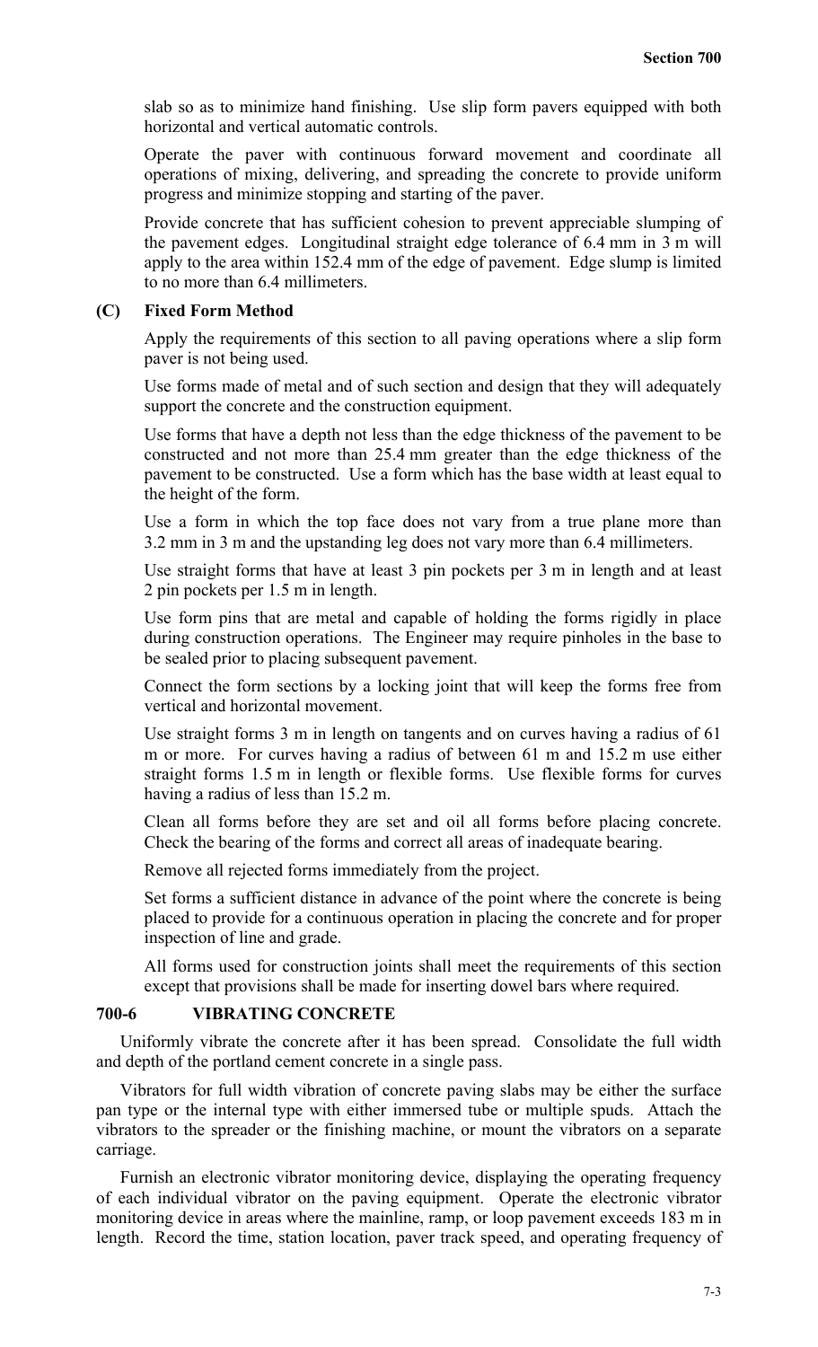slab so as to minimize hand finishing. Use slip form pavers equipped with both horizontal and vertical automatic controls.

Operate the paver with continuous forward movement and coordinate all operations of mixing, delivering, and spreading the concrete to provide uniform progress and minimize stopping and starting of the paver.

Provide concrete that has sufficient cohesion to prevent appreciable slumping of the pavement edges. Longitudinal straight edge tolerance of 6.4 mm in 3 m will apply to the area within 152.4 mm of the edge of pavement. Edge slump is limited to no more than 6.4 millimeters.

### (C) Fixed Form Method

Apply the requirements of this section to all paving operations where a slip form paver is not being used.

Use forms made of metal and of such section and design that they will adequately support the concrete and the construction equipment.

Use forms that have a depth not less than the edge thickness of the pavement to be constructed and not more than 25.4 mm greater than the edge thickness of the pavement to be constructed. Use a form which has the base width at least equal to the height of the form.

Use a form in which the top face does not vary from a true plane more than 3.2 mm in 3 m and the upstanding leg does not vary more than 6.4 millimeters.

Use straight forms that have at least 3 pin pockets per 3 m in length and at least 2 pin pockets per 1.5 m in length.

Use form pins that are metal and capable of holding the forms rigidly in place during construction operations. The Engineer may require pinholes in the base to be sealed prior to placing subsequent pavement.

Connect the form sections by a locking joint that will keep the forms free from vertical and horizontal movement.

Use straight forms 3 m in length on tangents and on curves having a radius of 61 m or more. For curves having a radius of between 61 m and 15.2 m use either straight forms 1.5 m in length or flexible forms. Use flexible forms for curves having a radius of less than 15.2 m.

Clean all forms before they are set and oil all forms before placing concrete. Check the bearing of the forms and correct all areas of inadequate bearing.

Remove all rejected forms immediately from the project.

Set forms a sufficient distance in advance of the point where the concrete is being placed to provide for a continuous operation in placing the concrete and for proper inspection of line and grade.

All forms used for construction joints shall meet the requirements of this section except that provisions shall be made for inserting dowel bars where required.

## 700-6 VIBRATING CONCRETE

Uniformly vibrate the concrete after it has been spread. Consolidate the full width and depth of the portland cement concrete in a single pass.

Vibrators for full width vibration of concrete paving slabs may be either the surface pan type or the internal type with either immersed tube or multiple spuds. Attach the vibrators to the spreader or the finishing machine, or mount the vibrators on a separate carriage.

Furnish an electronic vibrator monitoring device, displaying the operating frequency of each individual vibrator on the paving equipment. Operate the electronic vibrator monitoring device in areas where the mainline, ramp, or loop pavement exceeds 183 m in length. Record the time, station location, paver track speed, and operating frequency of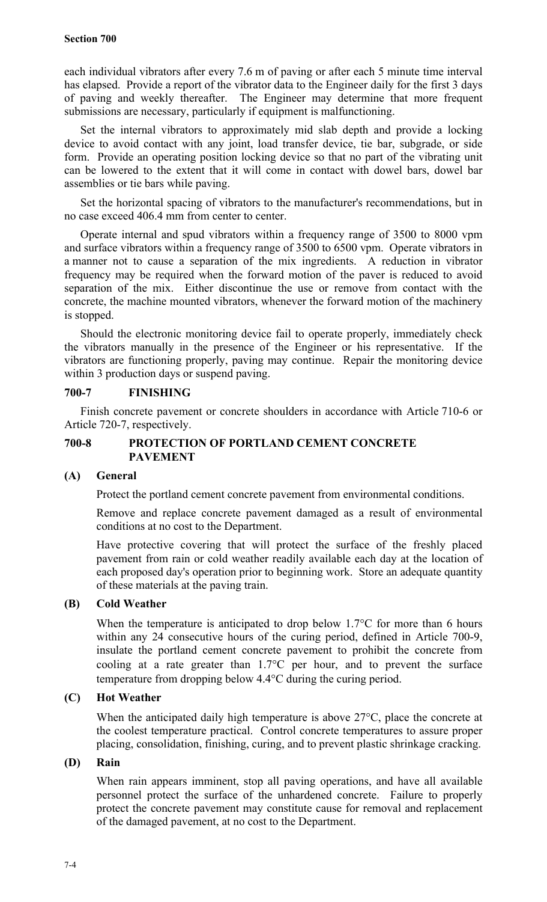each individual vibrators after every 7.6 m of paving or after each 5 minute time interval has elapsed. Provide a report of the vibrator data to the Engineer daily for the first 3 days of paving and weekly thereafter. The Engineer may determine that more frequent submissions are necessary, particularly if equipment is malfunctioning.

Set the internal vibrators to approximately mid slab depth and provide a locking device to avoid contact with any joint, load transfer device, tie bar, subgrade, or side form. Provide an operating position locking device so that no part of the vibrating unit can be lowered to the extent that it will come in contact with dowel bars, dowel bar assemblies or tie bars while paving.

Set the horizontal spacing of vibrators to the manufacturer's recommendations, but in no case exceed 406.4 mm from center to center.

Operate internal and spud vibrators within a frequency range of 3500 to 8000 vpm and surface vibrators within a frequency range of 3500 to 6500 vpm. Operate vibrators in a manner not to cause a separation of the mix ingredients. A reduction in vibrator frequency may be required when the forward motion of the paver is reduced to avoid separation of the mix. Either discontinue the use or remove from contact with the concrete, the machine mounted vibrators, whenever the forward motion of the machinery is stopped.

Should the electronic monitoring device fail to operate properly, immediately check the vibrators manually in the presence of the Engineer or his representative. If the vibrators are functioning properly, paving may continue. Repair the monitoring device within 3 production days or suspend paving.

## 700-7 FINISHING

Finish concrete pavement or concrete shoulders in accordance with Article 710-6 or Article 720-7, respectively.

## 700-8 PROTECTION OF PORTLAND CEMENT CONCRETE PAVEMENT

### (A) General

Protect the portland cement concrete pavement from environmental conditions.

Remove and replace concrete pavement damaged as a result of environmental conditions at no cost to the Department.

Have protective covering that will protect the surface of the freshly placed pavement from rain or cold weather readily available each day at the location of each proposed day's operation prior to beginning work. Store an adequate quantity of these materials at the paving train.

### (B) Cold Weather

When the temperature is anticipated to drop below 1.7°C for more than 6 hours within any 24 consecutive hours of the curing period, defined in Article 700-9, insulate the portland cement concrete pavement to prohibit the concrete from cooling at a rate greater than 1.7°C per hour, and to prevent the surface temperature from dropping below 4.4°C during the curing period.

### (C) Hot Weather

When the anticipated daily high temperature is above 27°C, place the concrete at the coolest temperature practical. Control concrete temperatures to assure proper placing, consolidation, finishing, curing, and to prevent plastic shrinkage cracking.

### (D) Rain

When rain appears imminent, stop all paving operations, and have all available personnel protect the surface of the unhardened concrete. Failure to properly protect the concrete pavement may constitute cause for removal and replacement of the damaged pavement, at no cost to the Department.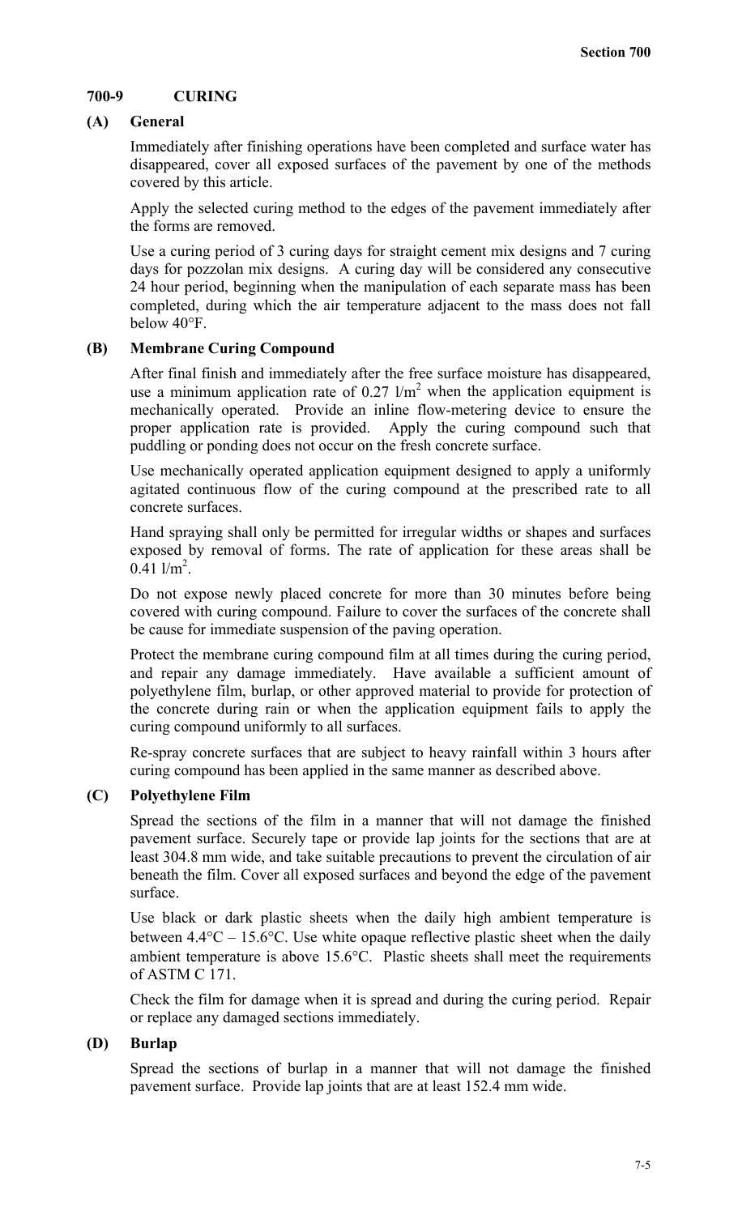## 700-9 CURING

### (A) General

Immediately after finishing operations have been completed and surface water has disappeared, cover all exposed surfaces of the pavement by one of the methods covered by this article.

Apply the selected curing method to the edges of the pavement immediately after the forms are removed.

Use a curing period of 3 curing days for straight cement mix designs and 7 curing days for pozzolan mix designs. A curing day will be considered any consecutive 24 hour period, beginning when the manipulation of each separate mass has been completed, during which the air temperature adjacent to the mass does not fall below 40°F.

### (B) Membrane Curing Compound

After final finish and immediately after the free surface moisture has disappeared, use a minimum application rate of 0.27 $l/m^2$ when the application equipment is mechanically operated. Provide an inline flow-metering device to ensure the proper application rate is provided. Apply the curing compound such that puddling or ponding does not occur on the fresh concrete surface.

Use mechanically operated application equipment designed to apply a uniformly agitated continuous flow of the curing compound at the prescribed rate to all concrete surfaces.

Hand spraying shall only be permitted for irregular widths or shapes and surfaces exposed by removal of forms. The rate of application for these areas shall be 0.41 $l/m^2$.

Do not expose newly placed concrete for more than 30 minutes before being covered with curing compound. Failure to cover the surfaces of the concrete shall be cause for immediate suspension of the paving operation.

Protect the membrane curing compound film at all times during the curing period, and repair any damage immediately. Have available a sufficient amount of polyethylene film, burlap, or other approved material to provide for protection of the concrete during rain or when the application equipment fails to apply the curing compound uniformly to all surfaces.

Re-spray concrete surfaces that are subject to heavy rainfall within 3 hours after curing compound has been applied in the same manner as described above.

### (C) Polyethylene Film

Spread the sections of the film in a manner that will not damage the finished pavement surface. Securely tape or provide lap joints for the sections that are at least 304.8 mm wide, and take suitable precautions to prevent the circulation of air beneath the film. Cover all exposed surfaces and beyond the edge of the pavement surface.

Use black or dark plastic sheets when the daily high ambient temperature is between 4.4°C – 15.6°C. Use white opaque reflective plastic sheet when the daily ambient temperature is above 15.6°C. Plastic sheets shall meet the requirements of ASTM C 171.

Check the film for damage when it is spread and during the curing period. Repair or replace any damaged sections immediately.

### (D) Burlap

Spread the sections of burlap in a manner that will not damage the finished pavement surface. Provide lap joints that are at least 152.4 mm wide.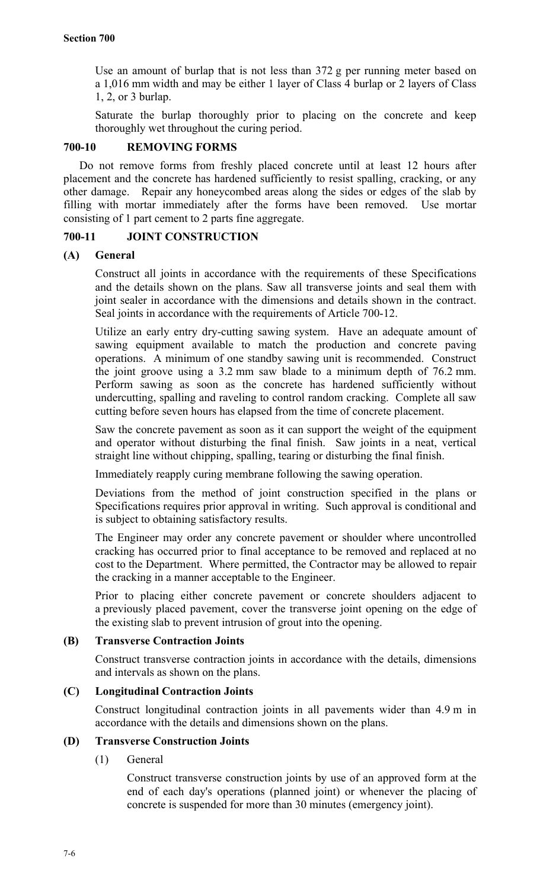Use an amount of burlap that is not less than 372 g per running meter based on a 1,016 mm width and may be either 1 layer of Class 4 burlap or 2 layers of Class 1, 2, or 3 burlap.

Saturate the burlap thoroughly prior to placing on the concrete and keep thoroughly wet throughout the curing period.

## 700-10 REMOVING FORMS

Do not remove forms from freshly placed concrete until at least 12 hours after placement and the concrete has hardened sufficiently to resist spalling, cracking, or any other damage. Repair any honeycombed areas along the sides or edges of the slab by filling with mortar immediately after the forms have been removed. Use mortar consisting of 1 part cement to 2 parts fine aggregate.

## 700-11 JOINT CONSTRUCTION

### (A) General

Construct all joints in accordance with the requirements of these Specifications and the details shown on the plans. Saw all transverse joints and seal them with joint sealer in accordance with the dimensions and details shown in the contract. Seal joints in accordance with the requirements of Article 700-12.

Utilize an early entry dry-cutting sawing system. Have an adequate amount of sawing equipment available to match the production and concrete paving operations. A minimum of one standby sawing unit is recommended. Construct the joint groove using a 3.2 mm saw blade to a minimum depth of 76.2 mm. Perform sawing as soon as the concrete has hardened sufficiently without undercutting, spalling and raveling to control random cracking. Complete all saw cutting before seven hours has elapsed from the time of concrete placement.

Saw the concrete pavement as soon as it can support the weight of the equipment and operator without disturbing the final finish. Saw joints in a neat, vertical straight line without chipping, spalling, tearing or disturbing the final finish.

Immediately reapply curing membrane following the sawing operation.

Deviations from the method of joint construction specified in the plans or Specifications requires prior approval in writing. Such approval is conditional and is subject to obtaining satisfactory results.

The Engineer may order any concrete pavement or shoulder where uncontrolled cracking has occurred prior to final acceptance to be removed and replaced at no cost to the Department. Where permitted, the Contractor may be allowed to repair the cracking in a manner acceptable to the Engineer.

Prior to placing either concrete pavement or concrete shoulders adjacent to a previously placed pavement, cover the transverse joint opening on the edge of the existing slab to prevent intrusion of grout into the opening.

### (B) Transverse Contraction Joints

Construct transverse contraction joints in accordance with the details, dimensions and intervals as shown on the plans.

### (C) Longitudinal Contraction Joints

Construct longitudinal contraction joints in all pavements wider than 4.9 m in accordance with the details and dimensions shown on the plans.

### (D) Transverse Construction Joints

(1) General

Construct transverse construction joints by use of an approved form at the end of each day's operations (planned joint) or whenever the placing of concrete is suspended for more than 30 minutes (emergency joint).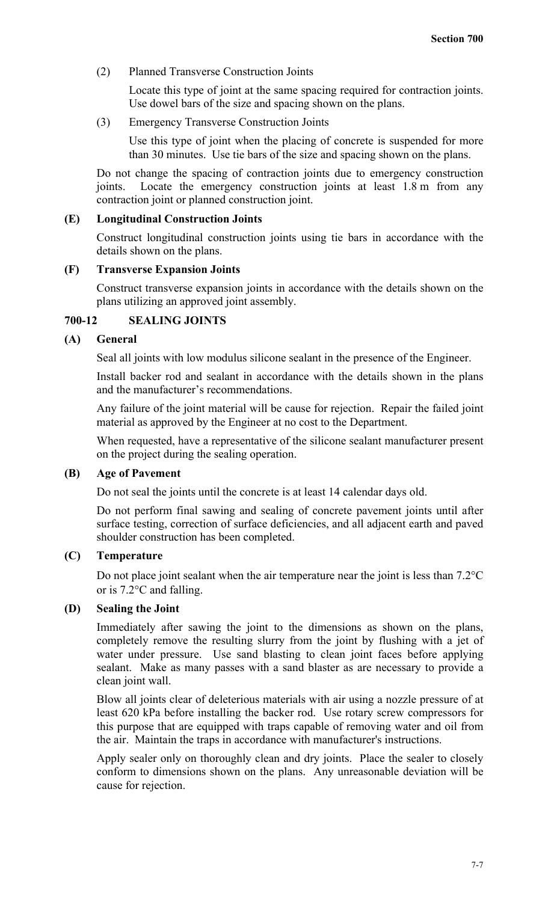(2) Planned Transverse Construction Joints

Locate this type of joint at the same spacing required for contraction joints. Use dowel bars of the size and spacing shown on the plans.

(3) Emergency Transverse Construction Joints

Use this type of joint when the placing of concrete is suspended for more than 30 minutes. Use tie bars of the size and spacing shown on the plans.

Do not change the spacing of contraction joints due to emergency construction joints. Locate the emergency construction joints at least 1.8 m from any contraction joint or planned construction joint.

**(E) Longitudinal Construction Joints**

Construct longitudinal construction joints using tie bars in accordance with the details shown on the plans.

**(F) Transverse Expansion Joints**

Construct transverse expansion joints in accordance with the details shown on the plans utilizing an approved joint assembly.

## 700-12 SEALING JOINTS

**(A) General**

Seal all joints with low modulus silicone sealant in the presence of the Engineer.

Install backer rod and sealant in accordance with the details shown in the plans and the manufacturer's recommendations.

Any failure of the joint material will be cause for rejection. Repair the failed joint material as approved by the Engineer at no cost to the Department.

When requested, have a representative of the silicone sealant manufacturer present on the project during the sealing operation.

**(B) Age of Pavement**

Do not seal the joints until the concrete is at least 14 calendar days old.

Do not perform final sawing and sealing of concrete pavement joints until after surface testing, correction of surface deficiencies, and all adjacent earth and paved shoulder construction has been completed.

**(C) Temperature**

Do not place joint sealant when the air temperature near the joint is less than 7.2°C or is 7.2°C and falling.

**(D) Sealing the Joint**

Immediately after sawing the joint to the dimensions as shown on the plans, completely remove the resulting slurry from the joint by flushing with a jet of water under pressure. Use sand blasting to clean joint faces before applying sealant. Make as many passes with a sand blaster as are necessary to provide a clean joint wall.

Blow all joints clear of deleterious materials with air using a nozzle pressure of at least 620 kPa before installing the backer rod. Use rotary screw compressors for this purpose that are equipped with traps capable of removing water and oil from the air. Maintain the traps in accordance with manufacturer's instructions.

Apply sealer only on thoroughly clean and dry joints. Place the sealer to closely conform to dimensions shown on the plans. Any unreasonable deviation will be cause for rejection.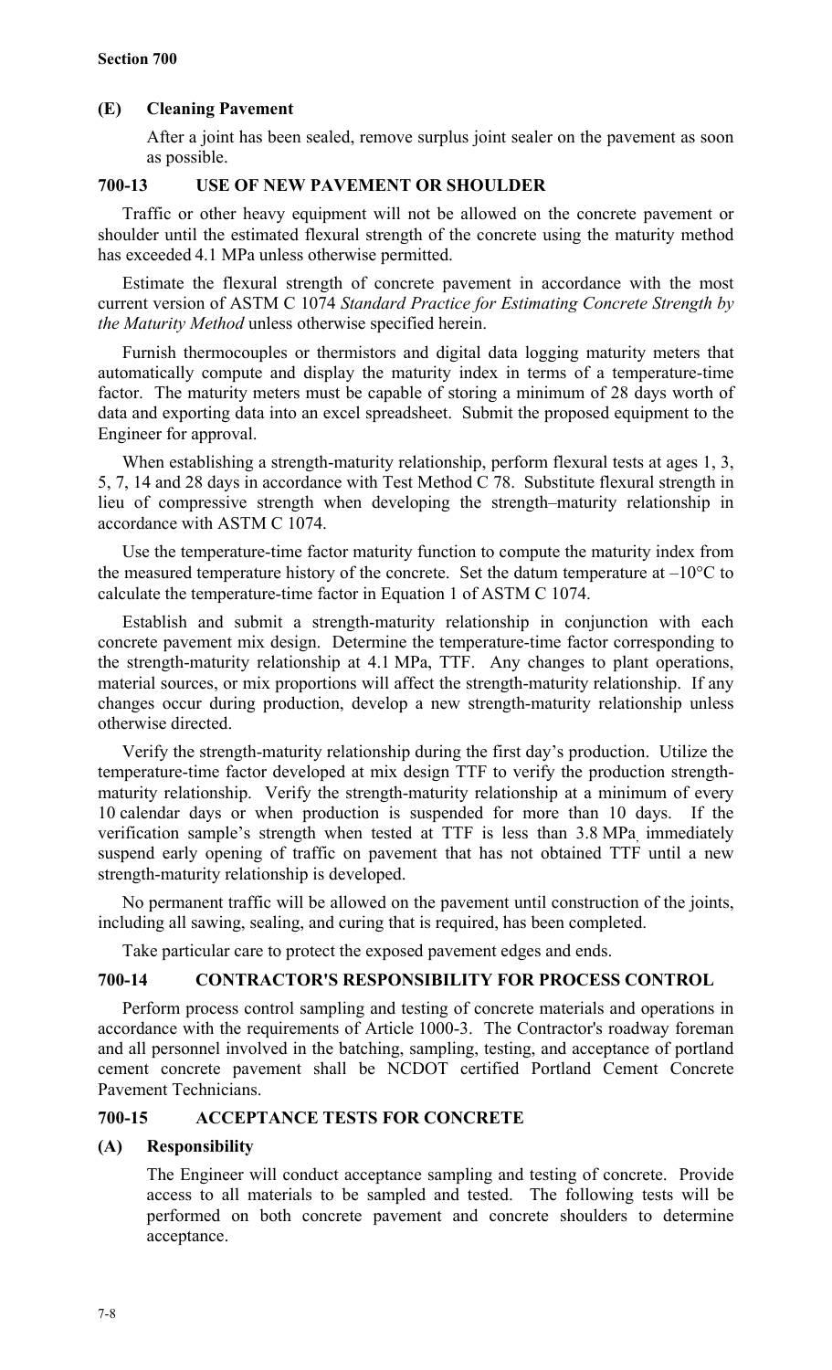### (E) Cleaning Pavement

After a joint has been sealed, remove surplus joint sealer on the pavement as soon as possible.

## 700-13 USE OF NEW PAVEMENT OR SHOULDER

Traffic or other heavy equipment will not be allowed on the concrete pavement or shoulder until the estimated flexural strength of the concrete using the maturity method has exceeded 4.1 MPa unless otherwise permitted.

Estimate the flexural strength of concrete pavement in accordance with the most current version of ASTM C 1074 *Standard Practice for Estimating Concrete Strength by the Maturity Method* unless otherwise specified herein.

Furnish thermocouples or thermistors and digital data logging maturity meters that automatically compute and display the maturity index in terms of a temperature-time factor. The maturity meters must be capable of storing a minimum of 28 days worth of data and exporting data into an excel spreadsheet. Submit the proposed equipment to the Engineer for approval.

When establishing a strength-maturity relationship, perform flexural tests at ages 1, 3, 5, 7, 14 and 28 days in accordance with Test Method C 78. Substitute flexural strength in lieu of compressive strength when developing the strength–maturity relationship in accordance with ASTM C 1074.

Use the temperature-time factor maturity function to compute the maturity index from the measured temperature history of the concrete. Set the datum temperature at –10°C to calculate the temperature-time factor in Equation 1 of ASTM C 1074.

Establish and submit a strength-maturity relationship in conjunction with each concrete pavement mix design. Determine the temperature-time factor corresponding to the strength-maturity relationship at 4.1 MPa, TTF. Any changes to plant operations, material sources, or mix proportions will affect the strength-maturity relationship. If any changes occur during production, develop a new strength-maturity relationship unless otherwise directed.

Verify the strength-maturity relationship during the first day's production. Utilize the temperature-time factor developed at mix design TTF to verify the production strength-maturity relationship. Verify the strength-maturity relationship at a minimum of every 10 calendar days or when production is suspended for more than 10 days. If the verification sample's strength when tested at TTF is less than 3.8 MPa, immediately suspend early opening of traffic on pavement that has not obtained TTF until a new strength-maturity relationship is developed.

No permanent traffic will be allowed on the pavement until construction of the joints, including all sawing, sealing, and curing that is required, has been completed.

Take particular care to protect the exposed pavement edges and ends.

## 700-14 CONTRACTOR'S RESPONSIBILITY FOR PROCESS CONTROL

Perform process control sampling and testing of concrete materials and operations in accordance with the requirements of Article 1000-3. The Contractor's roadway foreman and all personnel involved in the batching, sampling, testing, and acceptance of portland cement concrete pavement shall be NCDOT certified Portland Cement Concrete Pavement Technicians.

## 700-15 ACCEPTANCE TESTS FOR CONCRETE

### (A) Responsibility

The Engineer will conduct acceptance sampling and testing of concrete. Provide access to all materials to be sampled and tested. The following tests will be performed on both concrete pavement and concrete shoulders to determine acceptance.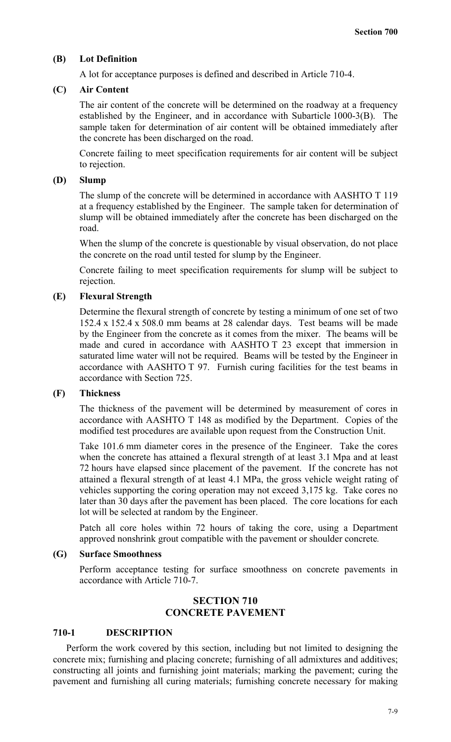**(B) Lot Definition**

A lot for acceptance purposes is defined and described in Article 710-4.

**(C) Air Content**

The air content of the concrete will be determined on the roadway at a frequency established by the Engineer, and in accordance with Subarticle 1000-3(B). The sample taken for determination of air content will be obtained immediately after the concrete has been discharged on the road.

Concrete failing to meet specification requirements for air content will be subject to rejection.

**(D) Slump**

The slump of the concrete will be determined in accordance with AASHTO T 119 at a frequency established by the Engineer. The sample taken for determination of slump will be obtained immediately after the concrete has been discharged on the road.

When the slump of the concrete is questionable by visual observation, do not place the concrete on the road until tested for slump by the Engineer.

Concrete failing to meet specification requirements for slump will be subject to rejection.

**(E) Flexural Strength**

Determine the flexural strength of concrete by testing a minimum of one set of two 152.4 x 152.4 x 508.0 mm beams at 28 calendar days. Test beams will be made by the Engineer from the concrete as it comes from the mixer. The beams will be made and cured in accordance with AASHTO T 23 except that immersion in saturated lime water will not be required. Beams will be tested by the Engineer in accordance with AASHTO T 97. Furnish curing facilities for the test beams in accordance with Section 725.

**(F) Thickness**

The thickness of the pavement will be determined by measurement of cores in accordance with AASHTO T 148 as modified by the Department. Copies of the modified test procedures are available upon request from the Construction Unit.

Take 101.6 mm diameter cores in the presence of the Engineer. Take the cores when the concrete has attained a flexural strength of at least 3.1 Mpa and at least 72 hours have elapsed since placement of the pavement. If the concrete has not attained a flexural strength of at least 4.1 MPa, the gross vehicle weight rating of vehicles supporting the coring operation may not exceed 3,175 kg. Take cores no later than 30 days after the pavement has been placed. The core locations for each lot will be selected at random by the Engineer.

Patch all core holes within 72 hours of taking the core, using a Department approved nonshrink grout compatible with the pavement or shoulder concrete.

**(G) Surface Smoothness**

Perform acceptance testing for surface smoothness on concrete pavements in accordance with Article 710-7.

## SECTION 710
## CONCRETE PAVEMENT

### 710-1 DESCRIPTION

Perform the work covered by this section, including but not limited to designing the concrete mix; furnishing and placing concrete; furnishing of all admixtures and additives; constructing all joints and furnishing joint materials; marking the pavement; curing the pavement and furnishing all curing materials; furnishing concrete necessary for making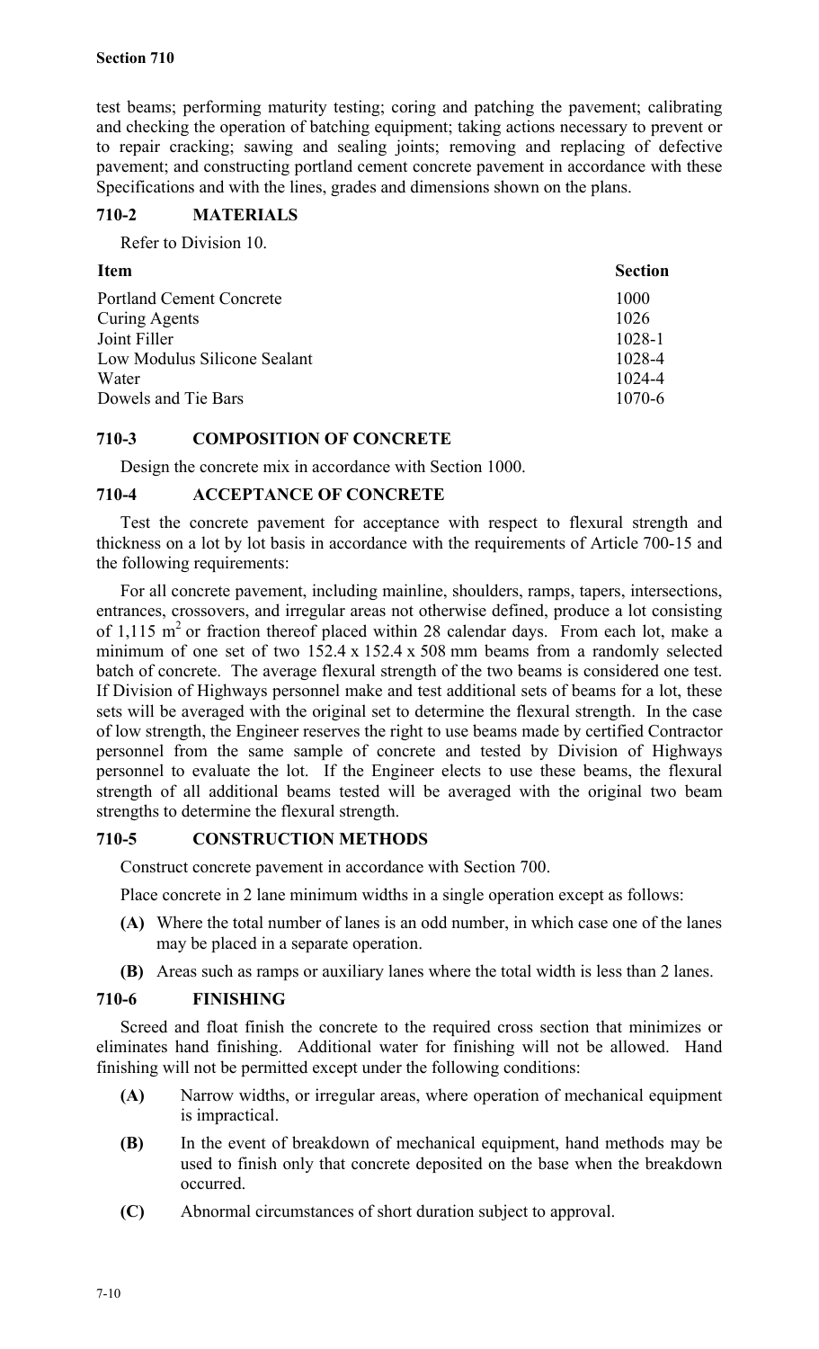test beams; performing maturity testing; coring and patching the pavement; calibrating and checking the operation of batching equipment; taking actions necessary to prevent or to repair cracking; sawing and sealing joints; removing and replacing of defective pavement; and constructing portland cement concrete pavement in accordance with these Specifications and with the lines, grades and dimensions shown on the plans.

## 710-2 MATERIALS

Refer to Division 10.

| Item | Section |
|---|---|
| Portland Cement Concrete | 1000 |
| Curing Agents | 1026 |
| Joint Filler | 1028-1 |
| Low Modulus Silicone Sealant | 1028-4 |
| Water | 1024-4 |
| Dowels and Tie Bars | 1070-6 |

## 710-3 COMPOSITION OF CONCRETE

Design the concrete mix in accordance with Section 1000.

## 710-4 ACCEPTANCE OF CONCRETE

Test the concrete pavement for acceptance with respect to flexural strength and thickness on a lot by lot basis in accordance with the requirements of Article 700-15 and the following requirements:

For all concrete pavement, including mainline, shoulders, ramps, tapers, intersections, entrances, crossovers, and irregular areas not otherwise defined, produce a lot consisting of 1,115 $m^2$ or fraction thereof placed within 28 calendar days. From each lot, make a minimum of one set of two 152.4 x 152.4 x 508 mm beams from a randomly selected batch of concrete. The average flexural strength of the two beams is considered one test. If Division of Highways personnel make and test additional sets of beams for a lot, these sets will be averaged with the original set to determine the flexural strength. In the case of low strength, the Engineer reserves the right to use beams made by certified Contractor personnel from the same sample of concrete and tested by Division of Highways personnel to evaluate the lot. If the Engineer elects to use these beams, the flexural strength of all additional beams tested will be averaged with the original two beam strengths to determine the flexural strength.

## 710-5 CONSTRUCTION METHODS

Construct concrete pavement in accordance with Section 700.

Place concrete in 2 lane minimum widths in a single operation except as follows:

**(A)** Where the total number of lanes is an odd number, in which case one of the lanes may be placed in a separate operation.

**(B)** Areas such as ramps or auxiliary lanes where the total width is less than 2 lanes.

## 710-6 FINISHING

Screed and float finish the concrete to the required cross section that minimizes or eliminates hand finishing. Additional water for finishing will not be allowed. Hand finishing will not be permitted except under the following conditions:

**(A)** Narrow widths, or irregular areas, where operation of mechanical equipment is impractical.

**(B)** In the event of breakdown of mechanical equipment, hand methods may be used to finish only that concrete deposited on the base when the breakdown occurred.

**(C)** Abnormal circumstances of short duration subject to approval.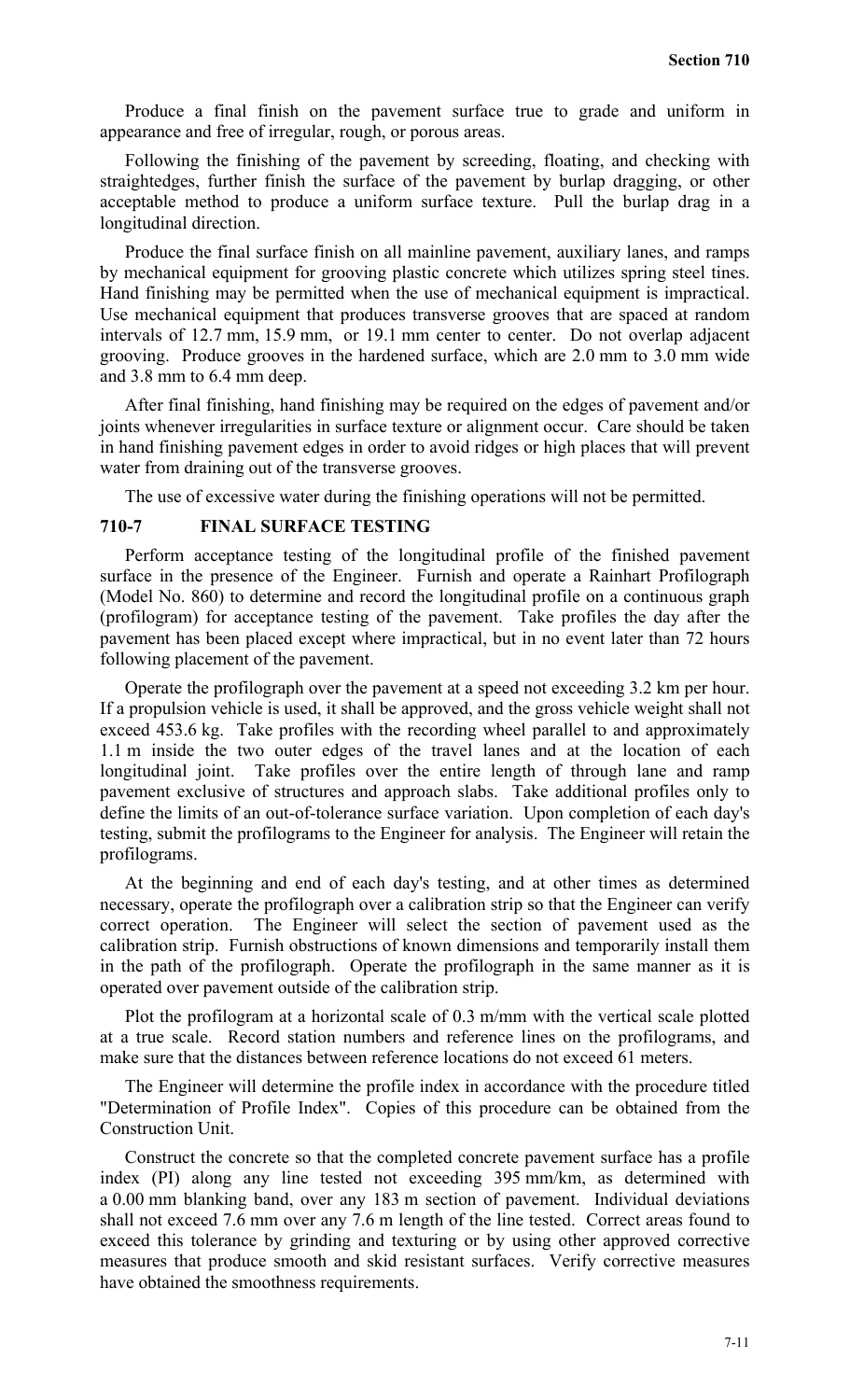Produce a final finish on the pavement surface true to grade and uniform in appearance and free of irregular, rough, or porous areas.

Following the finishing of the pavement by screeding, floating, and checking with straightedges, further finish the surface of the pavement by burlap dragging, or other acceptable method to produce a uniform surface texture. Pull the burlap drag in a longitudinal direction.

Produce the final surface finish on all mainline pavement, auxiliary lanes, and ramps by mechanical equipment for grooving plastic concrete which utilizes spring steel tines. Hand finishing may be permitted when the use of mechanical equipment is impractical. Use mechanical equipment that produces transverse grooves that are spaced at random intervals of 12.7 mm, 15.9 mm, or 19.1 mm center to center. Do not overlap adjacent grooving. Produce grooves in the hardened surface, which are 2.0 mm to 3.0 mm wide and 3.8 mm to 6.4 mm deep.

After final finishing, hand finishing may be required on the edges of pavement and/or joints whenever irregularities in surface texture or alignment occur. Care should be taken in hand finishing pavement edges in order to avoid ridges or high places that will prevent water from draining out of the transverse grooves.

The use of excessive water during the finishing operations will not be permitted.

## 710-7 FINAL SURFACE TESTING

Perform acceptance testing of the longitudinal profile of the finished pavement surface in the presence of the Engineer. Furnish and operate a Rainhart Profilograph (Model No. 860) to determine and record the longitudinal profile on a continuous graph (profilogram) for acceptance testing of the pavement. Take profiles the day after the pavement has been placed except where impractical, but in no event later than 72 hours following placement of the pavement.

Operate the profilograph over the pavement at a speed not exceeding 3.2 km per hour. If a propulsion vehicle is used, it shall be approved, and the gross vehicle weight shall not exceed 453.6 kg. Take profiles with the recording wheel parallel to and approximately 1.1 m inside the two outer edges of the travel lanes and at the location of each longitudinal joint. Take profiles over the entire length of through lane and ramp pavement exclusive of structures and approach slabs. Take additional profiles only to define the limits of an out-of-tolerance surface variation. Upon completion of each day's testing, submit the profilograms to the Engineer for analysis. The Engineer will retain the profilograms.

At the beginning and end of each day's testing, and at other times as determined necessary, operate the profilograph over a calibration strip so that the Engineer can verify correct operation. The Engineer will select the section of pavement used as the calibration strip. Furnish obstructions of known dimensions and temporarily install them in the path of the profilograph. Operate the profilograph in the same manner as it is operated over pavement outside of the calibration strip.

Plot the profilogram at a horizontal scale of 0.3 m/mm with the vertical scale plotted at a true scale. Record station numbers and reference lines on the profilograms, and make sure that the distances between reference locations do not exceed 61 meters.

The Engineer will determine the profile index in accordance with the procedure titled "Determination of Profile Index". Copies of this procedure can be obtained from the Construction Unit.

Construct the concrete so that the completed concrete pavement surface has a profile index (PI) along any line tested not exceeding 395 mm/km, as determined with a 0.00 mm blanking band, over any 183 m section of pavement. Individual deviations shall not exceed 7.6 mm over any 7.6 m length of the line tested. Correct areas found to exceed this tolerance by grinding and texturing or by using other approved corrective measures that produce smooth and skid resistant surfaces. Verify corrective measures have obtained the smoothness requirements.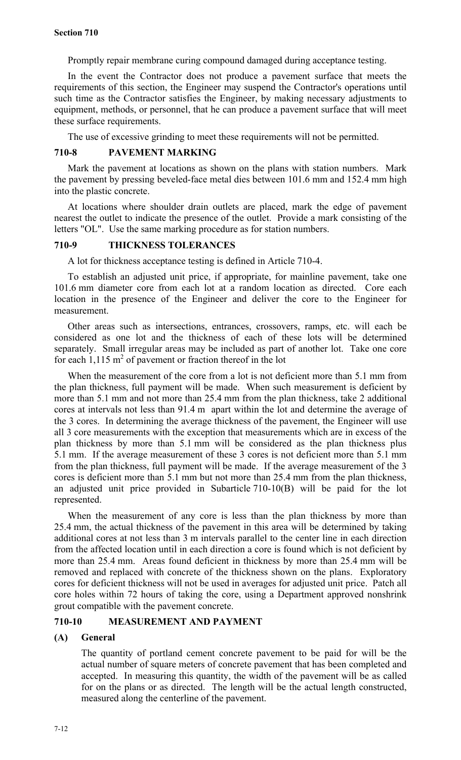Promptly repair membrane curing compound damaged during acceptance testing.

In the event the Contractor does not produce a pavement surface that meets the requirements of this section, the Engineer may suspend the Contractor's operations until such time as the Contractor satisfies the Engineer, by making necessary adjustments to equipment, methods, or personnel, that he can produce a pavement surface that will meet these surface requirements.

The use of excessive grinding to meet these requirements will not be permitted.

## 710-8 PAVEMENT MARKING

Mark the pavement at locations as shown on the plans with station numbers. Mark the pavement by pressing beveled-face metal dies between 101.6 mm and 152.4 mm high into the plastic concrete.

At locations where shoulder drain outlets are placed, mark the edge of pavement nearest the outlet to indicate the presence of the outlet. Provide a mark consisting of the letters "OL". Use the same marking procedure as for station numbers.

## 710-9 THICKNESS TOLERANCES

A lot for thickness acceptance testing is defined in Article 710-4.

To establish an adjusted unit price, if appropriate, for mainline pavement, take one 101.6 mm diameter core from each lot at a random location as directed. Core each location in the presence of the Engineer and deliver the core to the Engineer for measurement.

Other areas such as intersections, entrances, crossovers, ramps, etc. will each be considered as one lot and the thickness of each of these lots will be determined separately. Small irregular areas may be included as part of another lot. Take one core for each 1,115 $m^2$ of pavement or fraction thereof in the lot

When the measurement of the core from a lot is not deficient more than 5.1 mm from the plan thickness, full payment will be made. When such measurement is deficient by more than 5.1 mm and not more than 25.4 mm from the plan thickness, take 2 additional cores at intervals not less than 91.4 m apart within the lot and determine the average of the 3 cores. In determining the average thickness of the pavement, the Engineer will use all 3 core measurements with the exception that measurements which are in excess of the plan thickness by more than 5.1 mm will be considered as the plan thickness plus 5.1 mm. If the average measurement of these 3 cores is not deficient more than 5.1 mm from the plan thickness, full payment will be made. If the average measurement of the 3 cores is deficient more than 5.1 mm but not more than 25.4 mm from the plan thickness, an adjusted unit price provided in Subarticle 710-10(B) will be paid for the lot represented.

When the measurement of any core is less than the plan thickness by more than 25.4 mm, the actual thickness of the pavement in this area will be determined by taking additional cores at not less than 3 m intervals parallel to the center line in each direction from the affected location until in each direction a core is found which is not deficient by more than 25.4 mm. Areas found deficient in thickness by more than 25.4 mm will be removed and replaced with concrete of the thickness shown on the plans. Exploratory cores for deficient thickness will not be used in averages for adjusted unit price. Patch all core holes within 72 hours of taking the core, using a Department approved nonshrink grout compatible with the pavement concrete.

## 710-10 MEASUREMENT AND PAYMENT

### (A) General

The quantity of portland cement concrete pavement to be paid for will be the actual number of square meters of concrete pavement that has been completed and accepted. In measuring this quantity, the width of the pavement will be as called for on the plans or as directed. The length will be the actual length constructed, measured along the centerline of the pavement.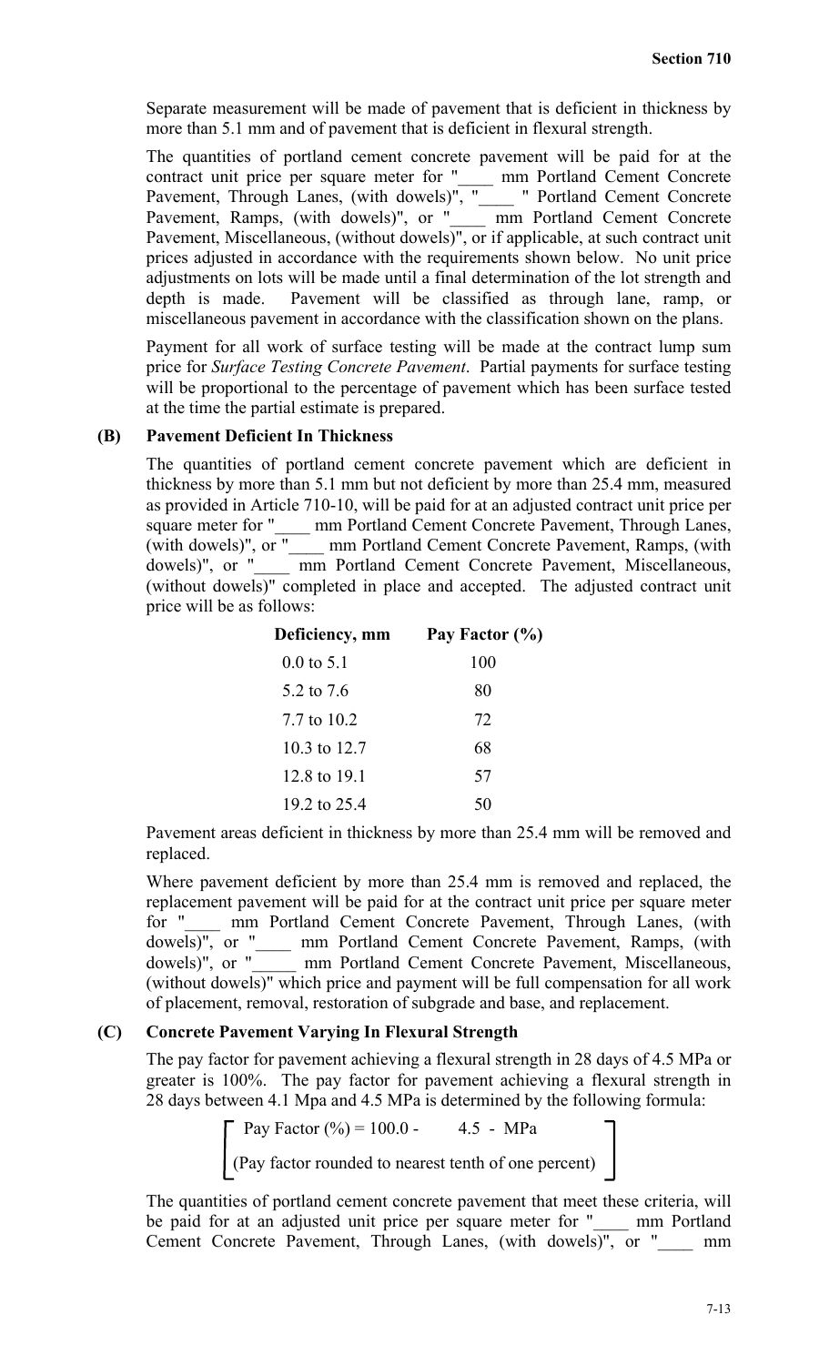Separate measurement will be made of pavement that is deficient in thickness by more than 5.1 mm and of pavement that is deficient in flexural strength.

The quantities of portland cement concrete pavement will be paid for at the contract unit price per square meter for "____ mm Portland Cement Concrete Pavement, Through Lanes, (with dowels)", "____ " Portland Cement Concrete Pavement, Ramps, (with dowels)", or "____ mm Portland Cement Concrete Pavement, Miscellaneous, (without dowels)", or if applicable, at such contract unit prices adjusted in accordance with the requirements shown below. No unit price adjustments on lots will be made until a final determination of the lot strength and depth is made. Pavement will be classified as through lane, ramp, or miscellaneous pavement in accordance with the classification shown on the plans.

Payment for all work of surface testing will be made at the contract lump sum price for *Surface Testing Concrete Pavement*. Partial payments for surface testing will be proportional to the percentage of pavement which has been surface tested at the time the partial estimate is prepared.

### (B) Pavement Deficient In Thickness

The quantities of portland cement concrete pavement which are deficient in thickness by more than 5.1 mm but not deficient by more than 25.4 mm, measured as provided in Article 710-10, will be paid for at an adjusted contract unit price per square meter for "____ mm Portland Cement Concrete Pavement, Through Lanes, (with dowels)", or "____ mm Portland Cement Concrete Pavement, Ramps, (with dowels)", or "____ mm Portland Cement Concrete Pavement, Miscellaneous, (without dowels)" completed in place and accepted. The adjusted contract unit price will be as follows:

| Deficiency, mm | Pay Factor (%) |
|---|---|
| 0.0 to 5.1 | 100 |
| 5.2 to 7.6 | 80 |
| 7.7 to 10.2 | 72 |
| 10.3 to 12.7 | 68 |
| 12.8 to 19.1 | 57 |
| 19.2 to 25.4 | 50 |

Pavement areas deficient in thickness by more than 25.4 mm will be removed and replaced.

Where pavement deficient by more than 25.4 mm is removed and replaced, the replacement pavement will be paid for at the contract unit price per square meter for "____ mm Portland Cement Concrete Pavement, Through Lanes, (with dowels)", or "____ mm Portland Cement Concrete Pavement, Ramps, (with dowels)", or "_____ mm Portland Cement Concrete Pavement, Miscellaneous, (without dowels)" which price and payment will be full compensation for all work of placement, removal, restoration of subgrade and base, and replacement.

### (C) Concrete Pavement Varying In Flexural Strength

The pay factor for pavement achieving a flexural strength in 28 days of 4.5 MPa or greater is 100%. The pay factor for pavement achieving a flexural strength in 28 days between 4.1 Mpa and 4.5 MPa is determined by the following formula:

$$\text{Pay Factor (\%)} = 100.0 - \quad 4.5 - \text{MPa}$$

(Pay factor rounded to nearest tenth of one percent)

The quantities of portland cement concrete pavement that meet these criteria, will be paid for at an adjusted unit price per square meter for "____ mm Portland Cement Concrete Pavement, Through Lanes, (with dowels)", or "____ mm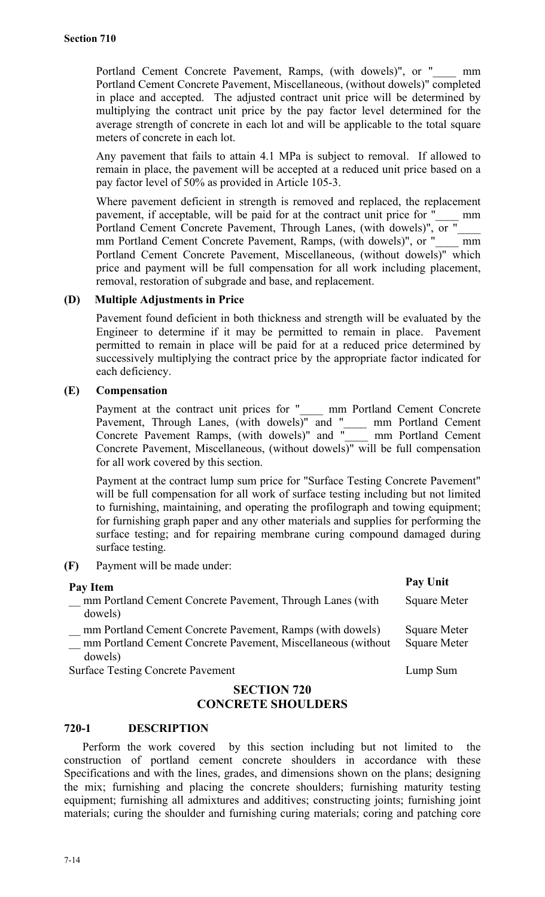Portland Cement Concrete Pavement, Ramps, (with dowels)", or "____ mm Portland Cement Concrete Pavement, Miscellaneous, (without dowels)" completed in place and accepted. The adjusted contract unit price will be determined by multiplying the contract unit price by the pay factor level determined for the average strength of concrete in each lot and will be applicable to the total square meters of concrete in each lot.

Any pavement that fails to attain 4.1 MPa is subject to removal. If allowed to remain in place, the pavement will be accepted at a reduced unit price based on a pay factor level of 50% as provided in Article 105-3.

Where pavement deficient in strength is removed and replaced, the replacement pavement, if acceptable, will be paid for at the contract unit price for "____ mm Portland Cement Concrete Pavement, Through Lanes, (with dowels)", or "____ mm Portland Cement Concrete Pavement, Ramps, (with dowels)", or "____ mm Portland Cement Concrete Pavement, Miscellaneous, (without dowels)" which price and payment will be full compensation for all work including placement, removal, restoration of subgrade and base, and replacement.

**(D) Multiple Adjustments in Price**

Pavement found deficient in both thickness and strength will be evaluated by the Engineer to determine if it may be permitted to remain in place. Pavement permitted to remain in place will be paid for at a reduced price determined by successively multiplying the contract price by the appropriate factor indicated for each deficiency.

**(E) Compensation**

Payment at the contract unit prices for "____ mm Portland Cement Concrete Pavement, Through Lanes, (with dowels)" and "____ mm Portland Cement Concrete Pavement Ramps, (with dowels)" and "____ mm Portland Cement Concrete Pavement, Miscellaneous, (without dowels)" will be full compensation for all work covered by this section.

Payment at the contract lump sum price for "Surface Testing Concrete Pavement" will be full compensation for all work of surface testing including but not limited to furnishing, maintaining, and operating the profilograph and towing equipment; for furnishing graph paper and any other materials and supplies for performing the surface testing; and for repairing membrane curing compound damaged during surface testing.

**(F)** Payment will be made under:

| Pay Item | Pay Unit |
|---|---|
| __ mm Portland Cement Concrete Pavement, Through Lanes (with dowels) | Square Meter |
| __ mm Portland Cement Concrete Pavement, Ramps (with dowels) | Square Meter |
| __ mm Portland Cement Concrete Pavement, Miscellaneous (without dowels) | Square Meter |
| Surface Testing Concrete Pavement | Lump Sum |

# SECTION 720
# CONCRETE SHOULDERS

## 720-1 DESCRIPTION

Perform the work covered by this section including but not limited to the construction of portland cement concrete shoulders in accordance with these Specifications and with the lines, grades, and dimensions shown on the plans; designing the mix; furnishing and placing the concrete shoulders; furnishing maturity testing equipment; furnishing all admixtures and additives; constructing joints; furnishing joint materials; curing the shoulder and furnishing curing materials; coring and patching core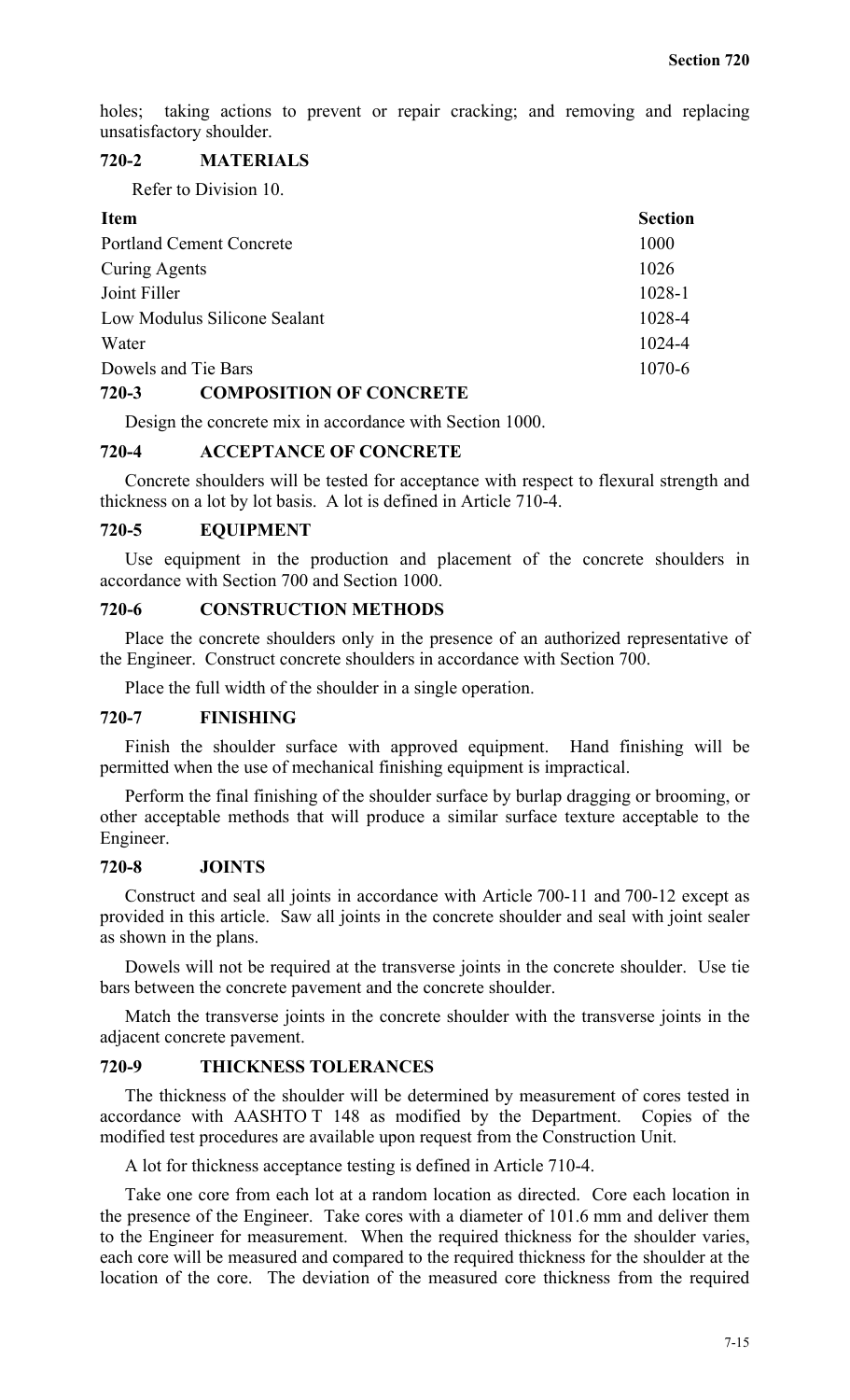holes; taking actions to prevent or repair cracking; and removing and replacing unsatisfactory shoulder.

## 720-2 MATERIALS

Refer to Division 10.

| Item | Section |
| --- | --- |
| Portland Cement Concrete | 1000 |
| Curing Agents | 1026 |
| Joint Filler | 1028-1 |
| Low Modulus Silicone Sealant | 1028-4 |
| Water | 1024-4 |
| Dowels and Tie Bars | 1070-6 |

## 720-3 COMPOSITION OF CONCRETE

Design the concrete mix in accordance with Section 1000.

## 720-4 ACCEPTANCE OF CONCRETE

Concrete shoulders will be tested for acceptance with respect to flexural strength and thickness on a lot by lot basis. A lot is defined in Article 710-4.

## 720-5 EQUIPMENT

Use equipment in the production and placement of the concrete shoulders in accordance with Section 700 and Section 1000.

## 720-6 CONSTRUCTION METHODS

Place the concrete shoulders only in the presence of an authorized representative of the Engineer. Construct concrete shoulders in accordance with Section 700.

Place the full width of the shoulder in a single operation.

## 720-7 FINISHING

Finish the shoulder surface with approved equipment. Hand finishing will be permitted when the use of mechanical finishing equipment is impractical.

Perform the final finishing of the shoulder surface by burlap dragging or brooming, or other acceptable methods that will produce a similar surface texture acceptable to the Engineer.

## 720-8 JOINTS

Construct and seal all joints in accordance with Article 700-11 and 700-12 except as provided in this article. Saw all joints in the concrete shoulder and seal with joint sealer as shown in the plans.

Dowels will not be required at the transverse joints in the concrete shoulder. Use tie bars between the concrete pavement and the concrete shoulder.

Match the transverse joints in the concrete shoulder with the transverse joints in the adjacent concrete pavement.

## 720-9 THICKNESS TOLERANCES

The thickness of the shoulder will be determined by measurement of cores tested in accordance with AASHTO T 148 as modified by the Department. Copies of the modified test procedures are available upon request from the Construction Unit.

A lot for thickness acceptance testing is defined in Article 710-4.

Take one core from each lot at a random location as directed. Core each location in the presence of the Engineer. Take cores with a diameter of 101.6 mm and deliver them to the Engineer for measurement. When the required thickness for the shoulder varies, each core will be measured and compared to the required thickness for the shoulder at the location of the core. The deviation of the measured core thickness from the required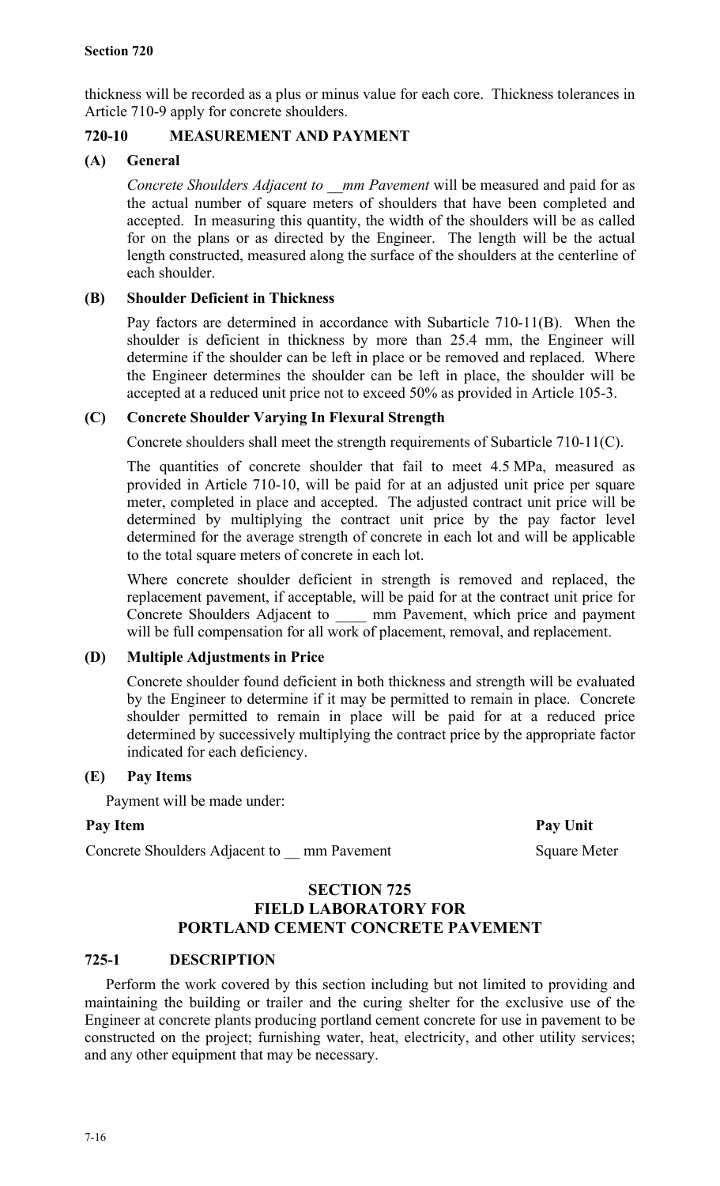thickness will be recorded as a plus or minus value for each core. Thickness tolerances in Article 710-9 apply for concrete shoulders.

### 720-10 MEASUREMENT AND PAYMENT

#### (A) General

*Concrete Shoulders Adjacent to __mm Pavement* will be measured and paid for as the actual number of square meters of shoulders that have been completed and accepted. In measuring this quantity, the width of the shoulders will be as called for on the plans or as directed by the Engineer. The length will be the actual length constructed, measured along the surface of the shoulders at the centerline of each shoulder.

#### (B) Shoulder Deficient in Thickness

Pay factors are determined in accordance with Subarticle 710-11(B). When the shoulder is deficient in thickness by more than 25.4 mm, the Engineer will determine if the shoulder can be left in place or be removed and replaced. Where the Engineer determines the shoulder can be left in place, the shoulder will be accepted at a reduced unit price not to exceed 50% as provided in Article 105-3.

#### (C) Concrete Shoulder Varying In Flexural Strength

Concrete shoulders shall meet the strength requirements of Subarticle 710-11(C).

The quantities of concrete shoulder that fail to meet 4.5 MPa, measured as provided in Article 710-10, will be paid for at an adjusted unit price per square meter, completed in place and accepted. The adjusted contract unit price will be determined by multiplying the contract unit price by the pay factor level determined for the average strength of concrete in each lot and will be applicable to the total square meters of concrete in each lot.

Where concrete shoulder deficient in strength is removed and replaced, the replacement pavement, if acceptable, will be paid for at the contract unit price for Concrete Shoulders Adjacent to ____ mm Pavement, which price and payment will be full compensation for all work of placement, removal, and replacement.

#### (D) Multiple Adjustments in Price

Concrete shoulder found deficient in both thickness and strength will be evaluated by the Engineer to determine if it may be permitted to remain in place. Concrete shoulder permitted to remain in place will be paid for at a reduced price determined by successively multiplying the contract price by the appropriate factor indicated for each deficiency.

#### (E) Pay Items

Payment will be made under:

| Pay Item | Pay Unit |
|---|---|
| Concrete Shoulders Adjacent to __ mm Pavement | Square Meter |

## SECTION 725
## FIELD LABORATORY FOR PORTLAND CEMENT CONCRETE PAVEMENT

### 725-1 DESCRIPTION

Perform the work covered by this section including but not limited to providing and maintaining the building or trailer and the curing shelter for the exclusive use of the Engineer at concrete plants producing portland cement concrete for use in pavement to be constructed on the project; furnishing water, heat, electricity, and other utility services; and any other equipment that may be necessary.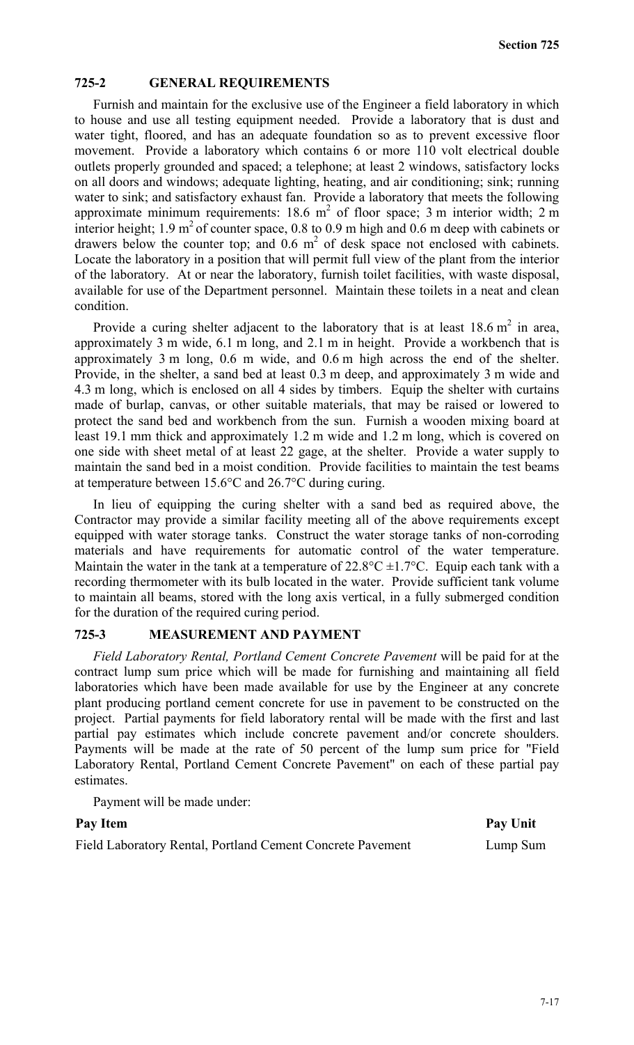### 725-2 GENERAL REQUIREMENTS

Furnish and maintain for the exclusive use of the Engineer a field laboratory in which to house and use all testing equipment needed. Provide a laboratory that is dust and water tight, floored, and has an adequate foundation so as to prevent excessive floor movement. Provide a laboratory which contains 6 or more 110 volt electrical double outlets properly grounded and spaced; a telephone; at least 2 windows, satisfactory locks on all doors and windows; adequate lighting, heating, and air conditioning; sink; running water to sink; and satisfactory exhaust fan. Provide a laboratory that meets the following approximate minimum requirements: 18.6 $m^2$ of floor space; 3 m interior width; 2 m interior height; 1.9 $m^2$ of counter space, 0.8 to 0.9 m high and 0.6 m deep with cabinets or drawers below the counter top; and 0.6 $m^2$ of desk space not enclosed with cabinets. Locate the laboratory in a position that will permit full view of the plant from the interior of the laboratory. At or near the laboratory, furnish toilet facilities, with waste disposal, available for use of the Department personnel. Maintain these toilets in a neat and clean condition.

Provide a curing shelter adjacent to the laboratory that is at least 18.6 $m^2$ in area, approximately 3 m wide, 6.1 m long, and 2.1 m in height. Provide a workbench that is approximately 3 m long, 0.6 m wide, and 0.6 m high across the end of the shelter. Provide, in the shelter, a sand bed at least 0.3 m deep, and approximately 3 m wide and 4.3 m long, which is enclosed on all 4 sides by timbers. Equip the shelter with curtains made of burlap, canvas, or other suitable materials, that may be raised or lowered to protect the sand bed and workbench from the sun. Furnish a wooden mixing board at least 19.1 mm thick and approximately 1.2 m wide and 1.2 m long, which is covered on one side with sheet metal of at least 22 gage, at the shelter. Provide a water supply to maintain the sand bed in a moist condition. Provide facilities to maintain the test beams at temperature between 15.6°C and 26.7°C during curing.

In lieu of equipping the curing shelter with a sand bed as required above, the Contractor may provide a similar facility meeting all of the above requirements except equipped with water storage tanks. Construct the water storage tanks of non-corroding materials and have requirements for automatic control of the water temperature. Maintain the water in the tank at a temperature of 22.8°C ±1.7°C. Equip each tank with a recording thermometer with its bulb located in the water. Provide sufficient tank volume to maintain all beams, stored with the long axis vertical, in a fully submerged condition for the duration of the required curing period.

### 725-3 MEASUREMENT AND PAYMENT

*Field Laboratory Rental, Portland Cement Concrete Pavement* will be paid for at the contract lump sum price which will be made for furnishing and maintaining all field laboratories which have been made available for use by the Engineer at any concrete plant producing portland cement concrete for use in pavement to be constructed on the project. Partial payments for field laboratory rental will be made with the first and last partial pay estimates which include concrete pavement and/or concrete shoulders. Payments will be made at the rate of 50 percent of the lump sum price for "Field Laboratory Rental, Portland Cement Concrete Pavement" on each of these partial pay estimates.

Payment will be made under:

| Pay Item | Pay Unit |
|---|---|
| Field Laboratory Rental, Portland Cement Concrete Pavement | Lump Sum |